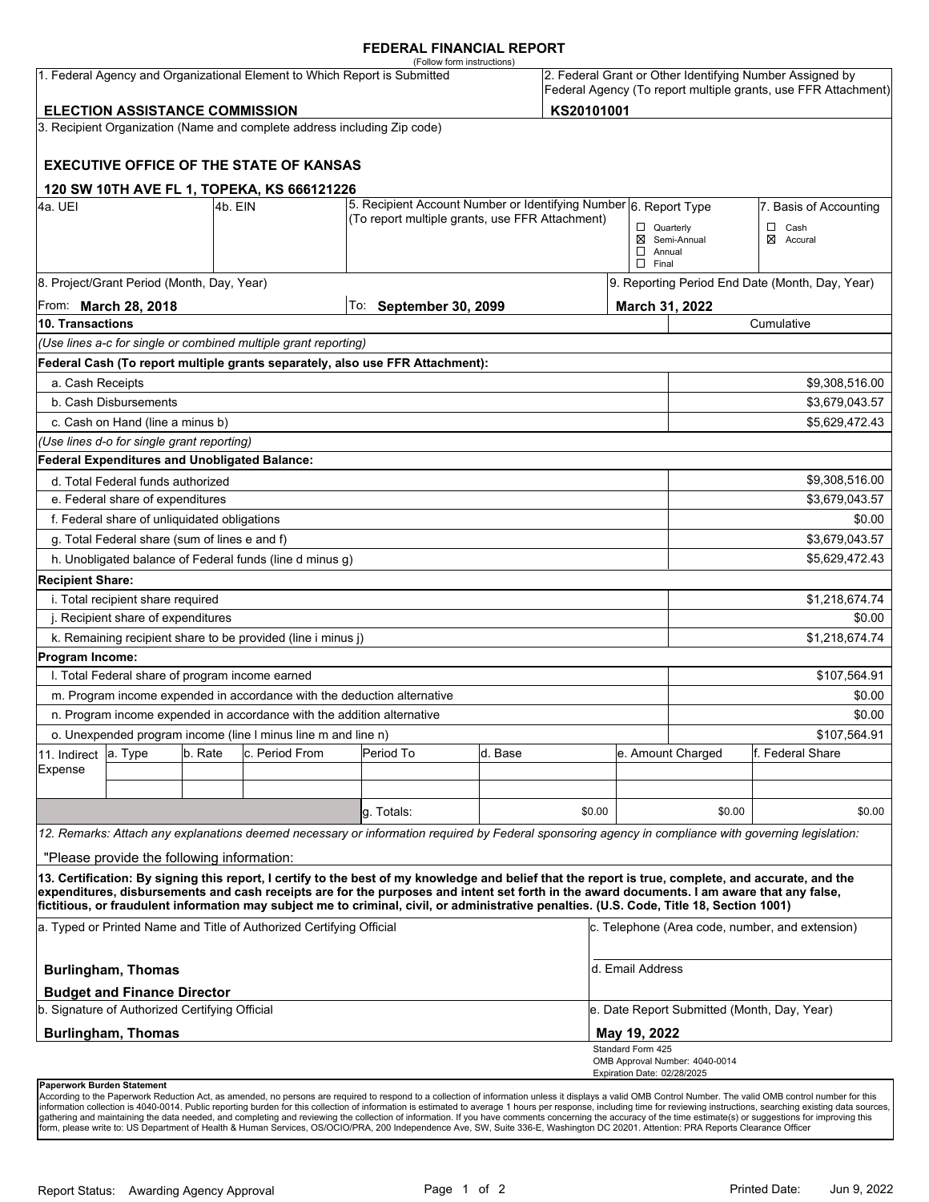# FEDERAL FINANCIAL REPORT

(Follow form instructions)

| 1. Federal Agency and Organizational Element to Which Report is Submitted | 2. Federal Grant or Other Identifying Number Assigned by Federal Agency (To report multiple grants, use FFR Attachment) |
|---|---|
| **ELECTION ASSISTANCE COMMISSION** | **KS20101001** |

3. Recipient Organization (Name and complete address including Zip code)

**EXECUTIVE OFFICE OF THE STATE OF KANSAS**

**120 SW 10TH AVE FL 1, TOPEKA, KS 666121226**

| 4a. UEI | 4b. EIN | 5. Recipient Account Number or Identifying Number (To report multiple grants, use FFR Attachment) | 6. Report Type | 7. Basis of Accounting |
|---|---|---|---|---|
| | | | ☐ Quarterly<br>☒ Semi-Annual<br>☐ Annual<br>☐ Final | ☐ Cash<br>☒ Accural |

| 8. Project/Grant Period (Month, Day, Year) | | 9. Reporting Period End Date (Month, Day, Year) |
|---|---|---|
| From: **March 28, 2018** | To: **September 30, 2099** | **March 31, 2022** |

| 10. Transactions | Cumulative |
|---|---|
| *(Use lines a-c for single or combined multiple grant reporting)* | |
| **Federal Cash (To report multiple grants separately, also use FFR Attachment):** | |
| a. Cash Receipts | $9,308,516.00 |
| b. Cash Disbursements | $3,679,043.57 |
| c. Cash on Hand (line a minus b) | $5,629,472.43 |
| *(Use lines d-o for single grant reporting)* | |
| **Federal Expenditures and Unobligated Balance:** | |
| d. Total Federal funds authorized | $9,308,516.00 |
| e. Federal share of expenditures | $3,679,043.57 |
| f. Federal share of unliquidated obligations | $0.00 |
| g. Total Federal share (sum of lines e and f) | $3,679,043.57 |
| h. Unobligated balance of Federal funds (line d minus g) | $5,629,472.43 |
| **Recipient Share:** | |
| i. Total recipient share required | $1,218,674.74 |
| j. Recipient share of expenditures | $0.00 |
| k. Remaining recipient share to be provided (line i minus j) | $1,218,674.74 |
| **Program Income:** | |
| l. Total Federal share of program income earned | $107,564.91 |
| m. Program income expended in accordance with the deduction alternative | $0.00 |
| n. Program income expended in accordance with the addition alternative | $0.00 |
| o. Unexpended program income (line l minus line m and line n) | $107,564.91 |

| 11. Indirect Expense | a. Type | b. Rate | c. Period From | Period To | d. Base | e. Amount Charged | f. Federal Share |
|---|---|---|---|---|---|---|---|
| | | | | | | | |
| | | | | | | | |
| | | | | g. Totals: | $0.00 | $0.00 | $0.00 |

*12. Remarks: Attach any explanations deemed necessary or information required by Federal sponsoring agency in compliance with governing legislation:*

"Please provide the following information:

**13. Certification: By signing this report, I certify to the best of my knowledge and belief that the report is true, complete, and accurate, and the expenditures, disbursements and cash receipts are for the purposes and intent set forth in the award documents. I am aware that any false, fictitious, or fraudulent information may subject me to criminal, civil, or administrative penalties. (U.S. Code, Title 18, Section 1001)**

| a. Typed or Printed Name and Title of Authorized Certifying Official | c. Telephone (Area code, number, and extension) |
|---|---|
| **Burlingham, Thomas**<br>**Budget and Finance Director** | d. Email Address |
| b. Signature of Authorized Certifying Official | e. Date Report Submitted (Month, Day, Year) |
| **Burlingham, Thomas** | **May 19, 2022** |

Standard Form 425
OMB Approval Number: 4040-0014
Expiration Date: 02/28/2025

**Paperwork Burden Statement**
According to the Paperwork Reduction Act, as amended, no persons are required to respond to a collection of information unless it displays a valid OMB Control Number. The valid OMB control number for this information collection is 4040-0014. Public reporting burden for this collection of information is estimated to average 1 hours per response, including time for reviewing instructions, searching existing data sources, gathering and maintaining the data needed, and completing and reviewing the collection of information. If you have comments concerning the accuracy of the time estimate(s) or suggestions for improving this form, please write to: US Department of Health & Human Services, OS/OCIO/PRA, 200 Independence Ave, SW, Suite 336-E, Washington DC 20201. Attention: PRA Reports Clearance Officer

Report Status: Awarding Agency Approval

Printed Date: Jun 9, 2022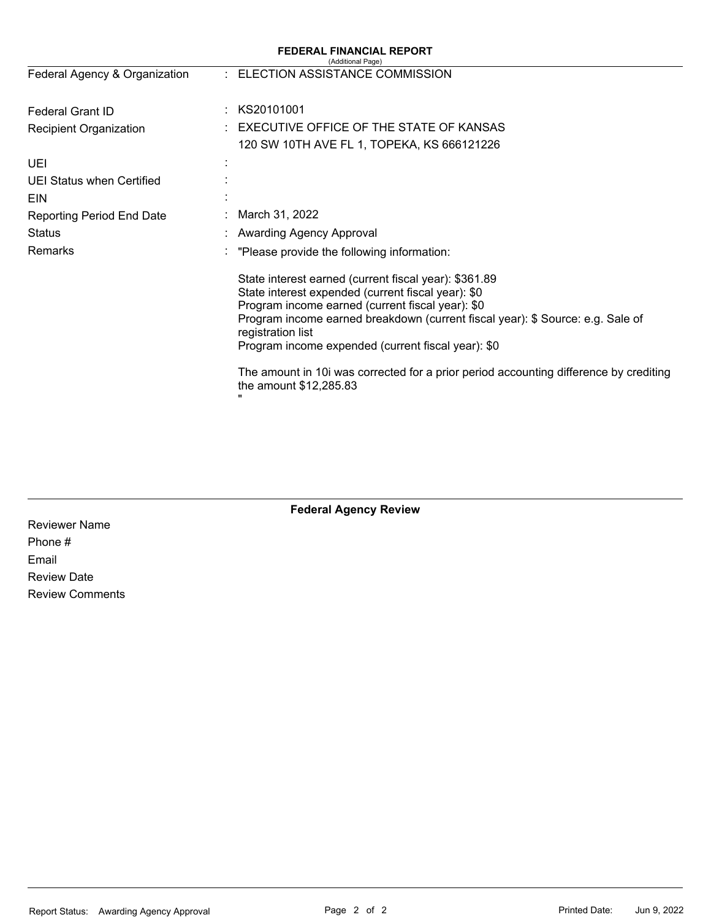# FEDERAL FINANCIAL REPORT

(Additional Page)

| | | |
|---|---|---|
| Federal Agency & Organization | : | ELECTION ASSISTANCE COMMISSION |
| Federal Grant ID | : | KS20101001 |
| Recipient Organization | : | EXECUTIVE OFFICE OF THE STATE OF KANSAS<br>120 SW 10TH AVE FL 1, TOPEKA, KS 666121226 |
| UEI | : | |
| UEI Status when Certified | : | |
| EIN | : | |
| Reporting Period End Date | : | March 31, 2022 |
| Status | : | Awarding Agency Approval |
| Remarks | : | "Please provide the following information:<br><br>State interest earned (current fiscal year): $361.89<br>State interest expended (current fiscal year): $0<br>Program income earned (current fiscal year): $0<br>Program income earned breakdown (current fiscal year): $ Source: e.g. Sale of registration list<br>Program income expended (current fiscal year): $0<br><br>The amount in 10i was corrected for a prior period accounting difference by crediting the amount $12,285.83<br>" |

## Federal Agency Review

Reviewer Name

Phone #

Email

Review Date

Review Comments

Report Status: Awarding Agency Approval

Printed Date: Jun 9, 2022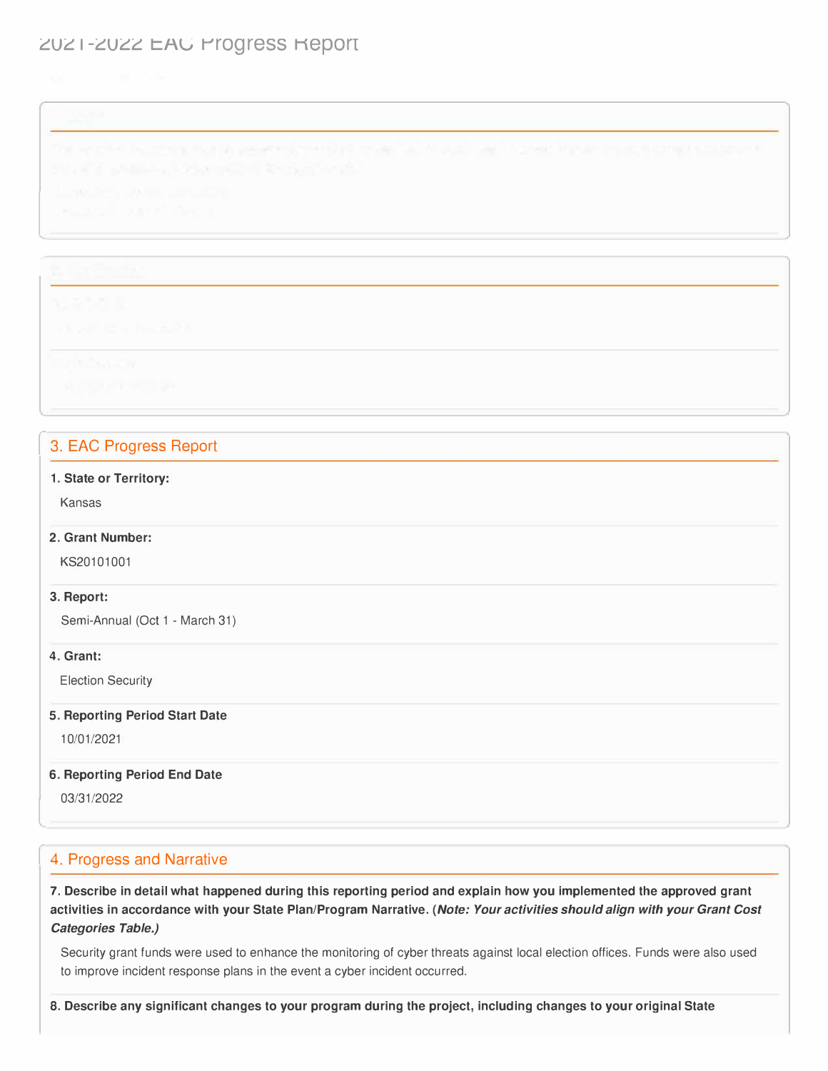# 2021-2022 EAC Progress Report

## 3. EAC Progress Report

**1. State or Territory:**

Kansas

**2. Grant Number:**

KS20101001

**3. Report:**

Semi-Annual (Oct 1 - March 31)

**4. Grant:**

Election Security

**5. Reporting Period Start Date**

10/01/2021

**6. Reporting Period End Date**

03/31/2022

## 4. Progress and Narrative

**7. Describe in detail what happened during this reporting period and explain how you implemented the approved grant activities in accordance with your State Plan/Program Narrative. (*Note: Your activities should align with your Grant Cost Categories Table.)***

Security grant funds were used to enhance the monitoring of cyber threats against local election offices. Funds were also used to improve incident response plans in the event a cyber incident occurred.

**8. Describe any significant changes to your program during the project, including changes to your original State**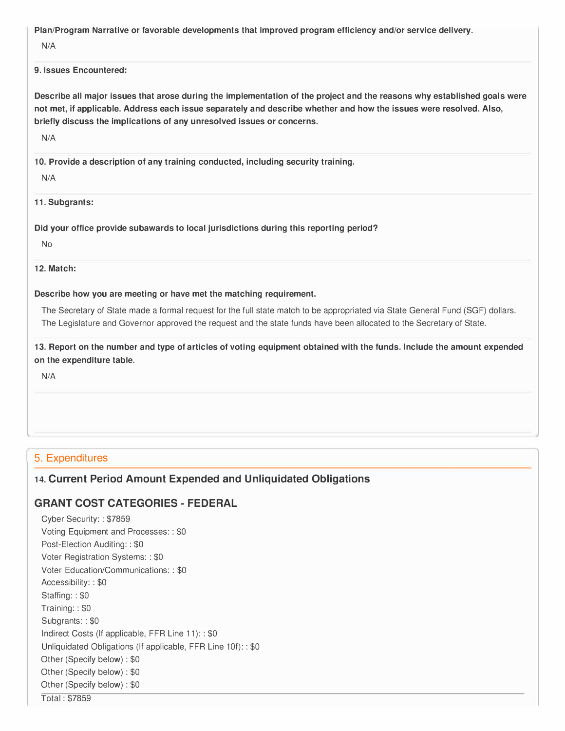**Plan/Program Narrative or favorable developments that improved program efficiency and/or service delivery.**

N/A

**9. Issues Encountered:**

**Describe all major issues that arose during the implementation of the project and the reasons why established goals were not met, if applicable. Address each issue separately and describe whether and how the issues were resolved. Also, briefly discuss the implications of any unresolved issues or concerns.**

N/A

**10. Provide a description of any training conducted, including security training.**

N/A

**11. Subgrants:**

**Did your office provide subawards to local jurisdictions during this reporting period?**

No

**12. Match:**

**Describe how you are meeting or have met the matching requirement.**

The Secretary of State made a formal request for the full state match to be appropriated via State General Fund (SGF) dollars. The Legislature and Governor approved the request and the state funds have been allocated to the Secretary of State.

**13. Report on the number and type of articles of voting equipment obtained with the funds. Include the amount expended on the expenditure table.**

N/A

## 5. Expenditures

### 14. Current Period Amount Expended and Unliquidated Obligations

### GRANT COST CATEGORIES - FEDERAL

Cyber Security: : $7859
Voting Equipment and Processes: : $0
Post-Election Auditing: : $0
Voter Registration Systems: : $0
Voter Education/Communications: : $0
Accessibility: : $0
Staffing: : $0
Training: : $0
Subgrants: : $0
Indirect Costs (If applicable, FFR Line 11): : $0
Unliquidated Obligations (If applicable, FFR Line 10f): : $0
Other (Specify below) : $0
Other (Specify below) : $0
Other (Specify below) : $0

Total : $7859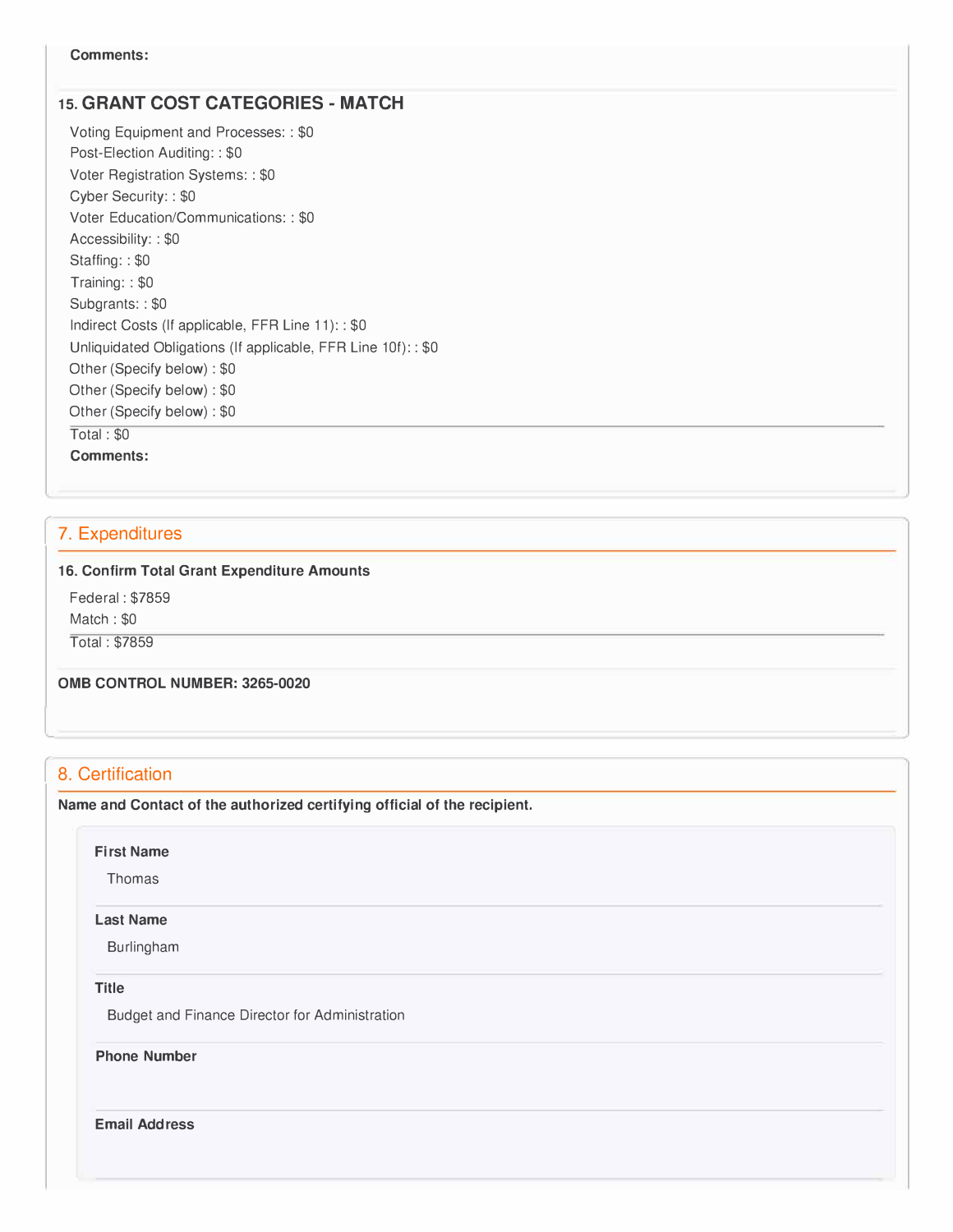**Comments:**

### 15. GRANT COST CATEGORIES - MATCH

Voting Equipment and Processes: : $0
Post-Election Auditing: : $0
Voter Registration Systems: : $0
Cyber Security: : $0
Voter Education/Communications: : $0
Accessibility: : $0
Staffing: : $0
Training: : $0
Subgrants: : $0
Indirect Costs (If applicable, FFR Line 11): : $0
Unliquidated Obligations (If applicable, FFR Line 10f): : $0
Other (Specify below) : $0
Other (Specify below) : $0
Other (Specify below) : $0

Total : $0

**Comments:**

## 7. Expenditures

**16. Confirm Total Grant Expenditure Amounts**

Federal : $7859
Match : $0

Total : $7859

**OMB CONTROL NUMBER: 3265-0020**

## 8. Certification

**Name and Contact of the authorized certifying official of the recipient.**

**First Name**

Thomas

**Last Name**

Burlingham

**Title**

Budget and Finance Director for Administration

**Phone Number**

**Email Address**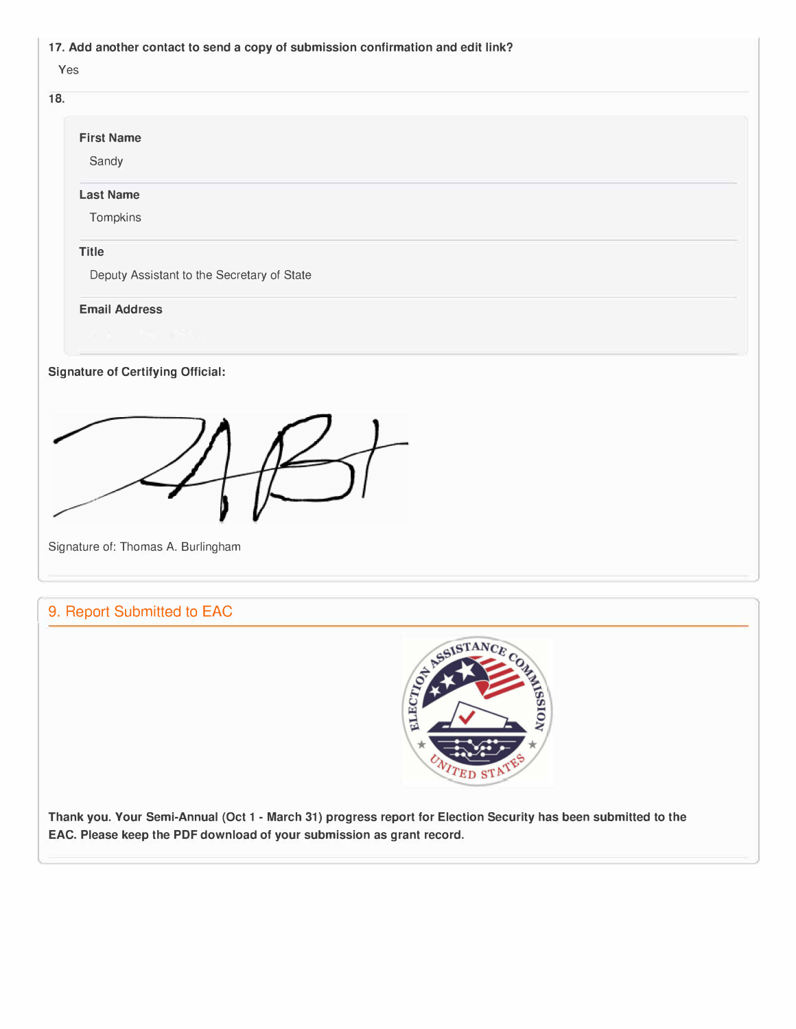**17. Add another contact to send a copy of submission confirmation and edit link?**

Yes

**18.**

**First Name**

Sandy

**Last Name**

Tompkins

**Title**

Deputy Assistant to the Secretary of State

**Email Address**

**Signature of Certifying Official:**

Signature of: Thomas A. Burlingham

## 9. Report Submitted to EAC

**Thank you. Your Semi-Annual (Oct 1 - March 31) progress report for Election Security has been submitted to the EAC. Please keep the PDF download of your submission as grant record.**